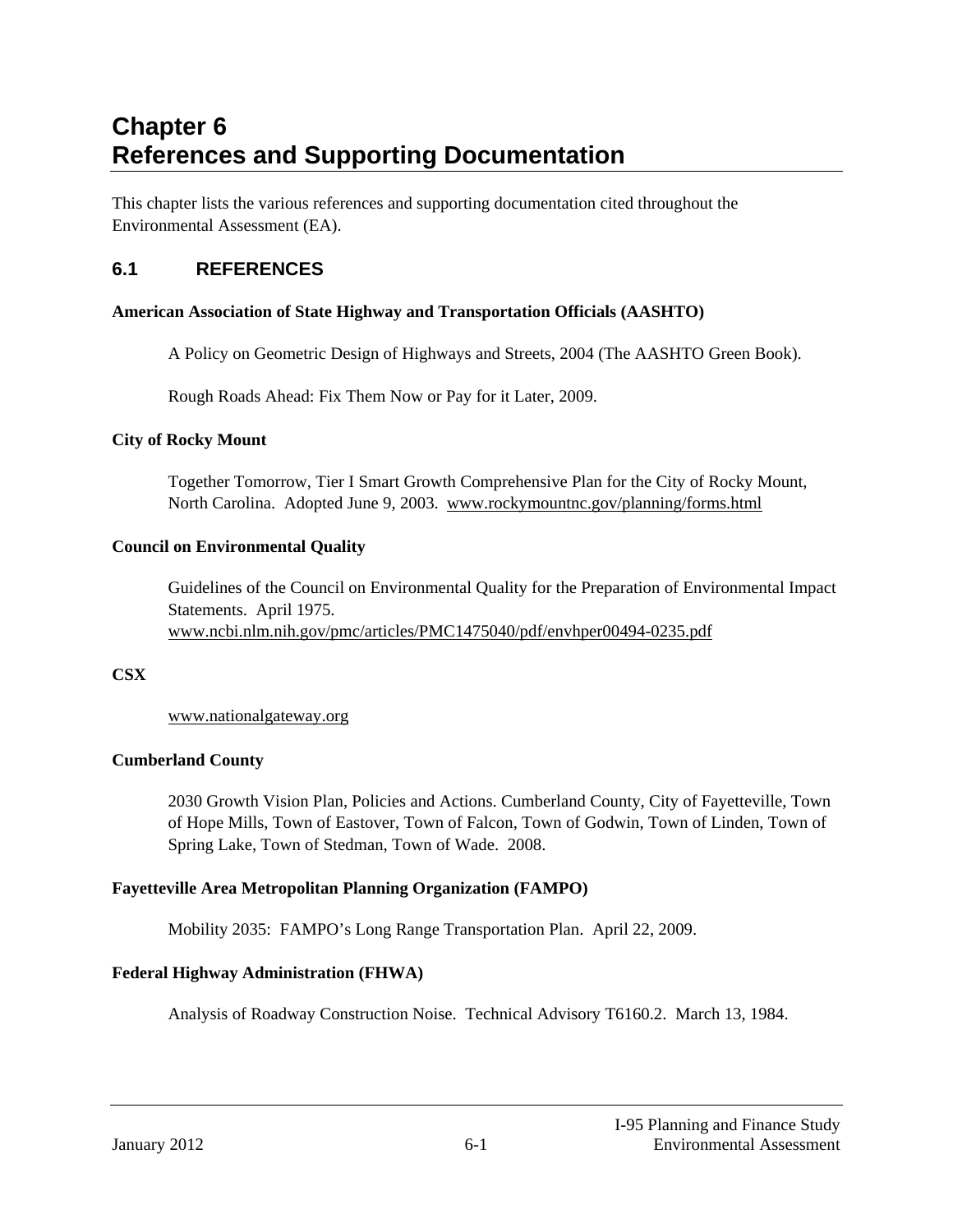# Chapter 6
# References and Supporting Documentation

This chapter lists the various references and supporting documentation cited throughout the Environmental Assessment (EA).

## 6.1 REFERENCES

**American Association of State Highway and Transportation Officials (AASHTO)**

A Policy on Geometric Design of Highways and Streets, 2004 (The AASHTO Green Book).

Rough Roads Ahead: Fix Them Now or Pay for it Later, 2009.

**City of Rocky Mount**

Together Tomorrow, Tier I Smart Growth Comprehensive Plan for the City of Rocky Mount, North Carolina. Adopted June 9, 2003. www.rockymountnc.gov/planning/forms.html

**Council on Environmental Quality**

Guidelines of the Council on Environmental Quality for the Preparation of Environmental Impact Statements. April 1975. www.ncbi.nlm.nih.gov/pmc/articles/PMC1475040/pdf/envhper00494-0235.pdf

**CSX**

www.nationalgateway.org

**Cumberland County**

2030 Growth Vision Plan, Policies and Actions. Cumberland County, City of Fayetteville, Town of Hope Mills, Town of Eastover, Town of Falcon, Town of Godwin, Town of Linden, Town of Spring Lake, Town of Stedman, Town of Wade. 2008.

**Fayetteville Area Metropolitan Planning Organization (FAMPO)**

Mobility 2035: FAMPO's Long Range Transportation Plan. April 22, 2009.

**Federal Highway Administration (FHWA)**

Analysis of Roadway Construction Noise. Technical Advisory T6160.2. March 13, 1984.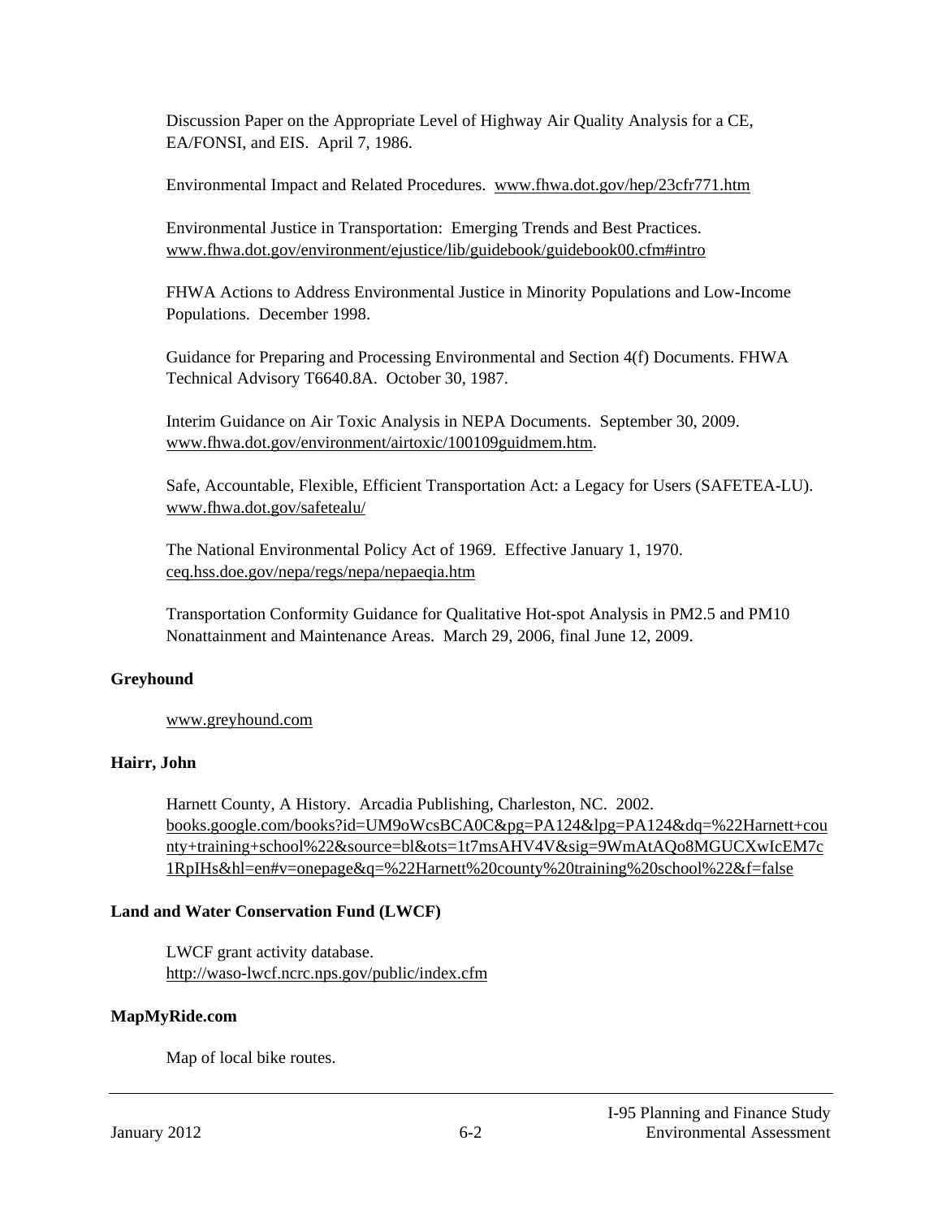Discussion Paper on the Appropriate Level of Highway Air Quality Analysis for a CE, EA/FONSI, and EIS. April 7, 1986.

Environmental Impact and Related Procedures. www.fhwa.dot.gov/hep/23cfr771.htm

Environmental Justice in Transportation: Emerging Trends and Best Practices. www.fhwa.dot.gov/environment/ejustice/lib/guidebook/guidebook00.cfm#intro

FHWA Actions to Address Environmental Justice in Minority Populations and Low-Income Populations. December 1998.

Guidance for Preparing and Processing Environmental and Section 4(f) Documents. FHWA Technical Advisory T6640.8A. October 30, 1987.

Interim Guidance on Air Toxic Analysis in NEPA Documents. September 30, 2009. www.fhwa.dot.gov/environment/airtoxic/100109guidmem.htm.

Safe, Accountable, Flexible, Efficient Transportation Act: a Legacy for Users (SAFETEA-LU). www.fhwa.dot.gov/safetealu/

The National Environmental Policy Act of 1969. Effective January 1, 1970. ceq.hss.doe.gov/nepa/regs/nepa/nepaeqia.htm

Transportation Conformity Guidance for Qualitative Hot-spot Analysis in PM2.5 and PM10 Nonattainment and Maintenance Areas. March 29, 2006, final June 12, 2009.

**Greyhound**

www.greyhound.com

**Hairr, John**

Harnett County, A History. Arcadia Publishing, Charleston, NC. 2002. books.google.com/books?id=UM9oWcsBCA0C&pg=PA124&lpg=PA124&dq=%22Harnett+county+training+school%22&source=bl&ots=1t7msAHV4V&sig=9WmAtAQo8MGUCXwIcEM7c1RpIHs&hl=en#v=onepage&q=%22Harnett%20county%20training%20school%22&f=false

**Land and Water Conservation Fund (LWCF)**

LWCF grant activity database. http://waso-lwcf.ncrc.nps.gov/public/index.cfm

**MapMyRide.com**

Map of local bike routes.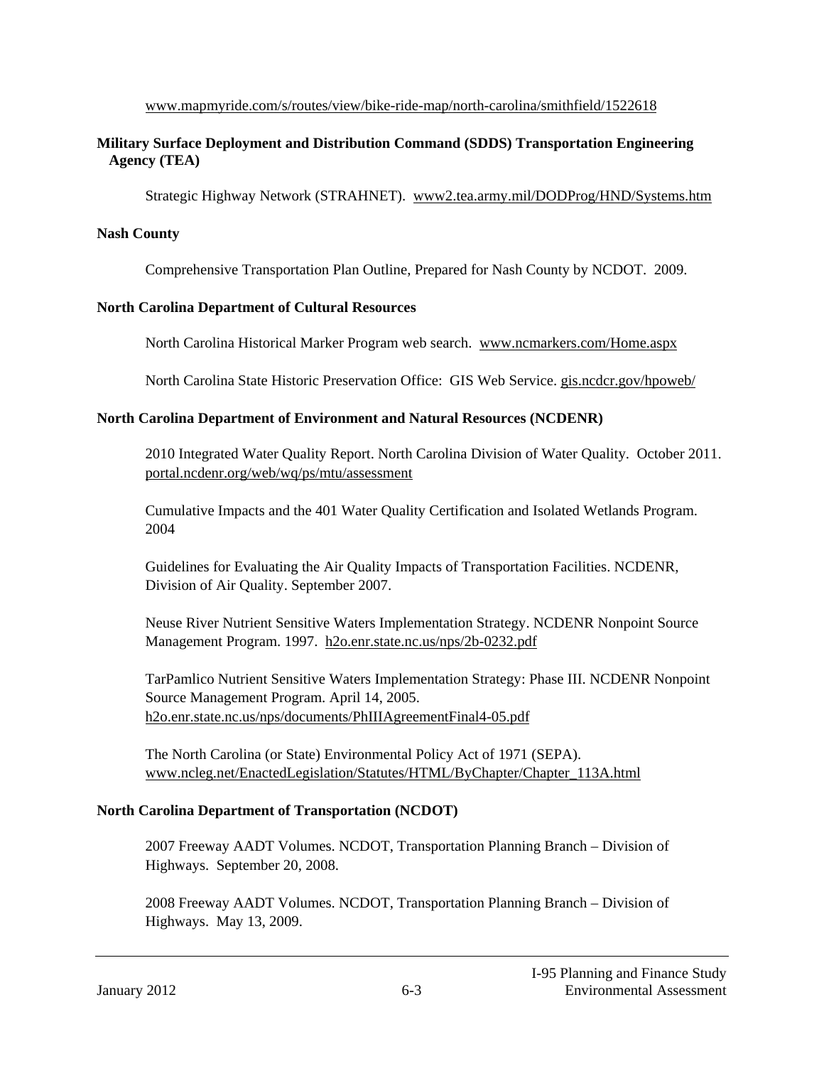www.mapmyride.com/s/routes/view/bike-ride-map/north-carolina/smithfield/1522618

**Military Surface Deployment and Distribution Command (SDDS) Transportation Engineering Agency (TEA)**

Strategic Highway Network (STRAHNET). www2.tea.army.mil/DODProg/HND/Systems.htm

**Nash County**

Comprehensive Transportation Plan Outline, Prepared for Nash County by NCDOT. 2009.

**North Carolina Department of Cultural Resources**

North Carolina Historical Marker Program web search. www.ncmarkers.com/Home.aspx

North Carolina State Historic Preservation Office: GIS Web Service. gis.ncdcr.gov/hpoweb/

**North Carolina Department of Environment and Natural Resources (NCDENR)**

2010 Integrated Water Quality Report. North Carolina Division of Water Quality. October 2011. portal.ncdenr.org/web/wq/ps/mtu/assessment

Cumulative Impacts and the 401 Water Quality Certification and Isolated Wetlands Program. 2004

Guidelines for Evaluating the Air Quality Impacts of Transportation Facilities. NCDENR, Division of Air Quality. September 2007.

Neuse River Nutrient Sensitive Waters Implementation Strategy. NCDENR Nonpoint Source Management Program. 1997. h2o.enr.state.nc.us/nps/2b-0232.pdf

TarPamlico Nutrient Sensitive Waters Implementation Strategy: Phase III. NCDENR Nonpoint Source Management Program. April 14, 2005. h2o.enr.state.nc.us/nps/documents/PhIIIAgreementFinal4-05.pdf

The North Carolina (or State) Environmental Policy Act of 1971 (SEPA). www.ncleg.net/EnactedLegislation/Statutes/HTML/ByChapter/Chapter_113A.html

**North Carolina Department of Transportation (NCDOT)**

2007 Freeway AADT Volumes. NCDOT, Transportation Planning Branch – Division of Highways. September 20, 2008.

2008 Freeway AADT Volumes. NCDOT, Transportation Planning Branch – Division of Highways. May 13, 2009.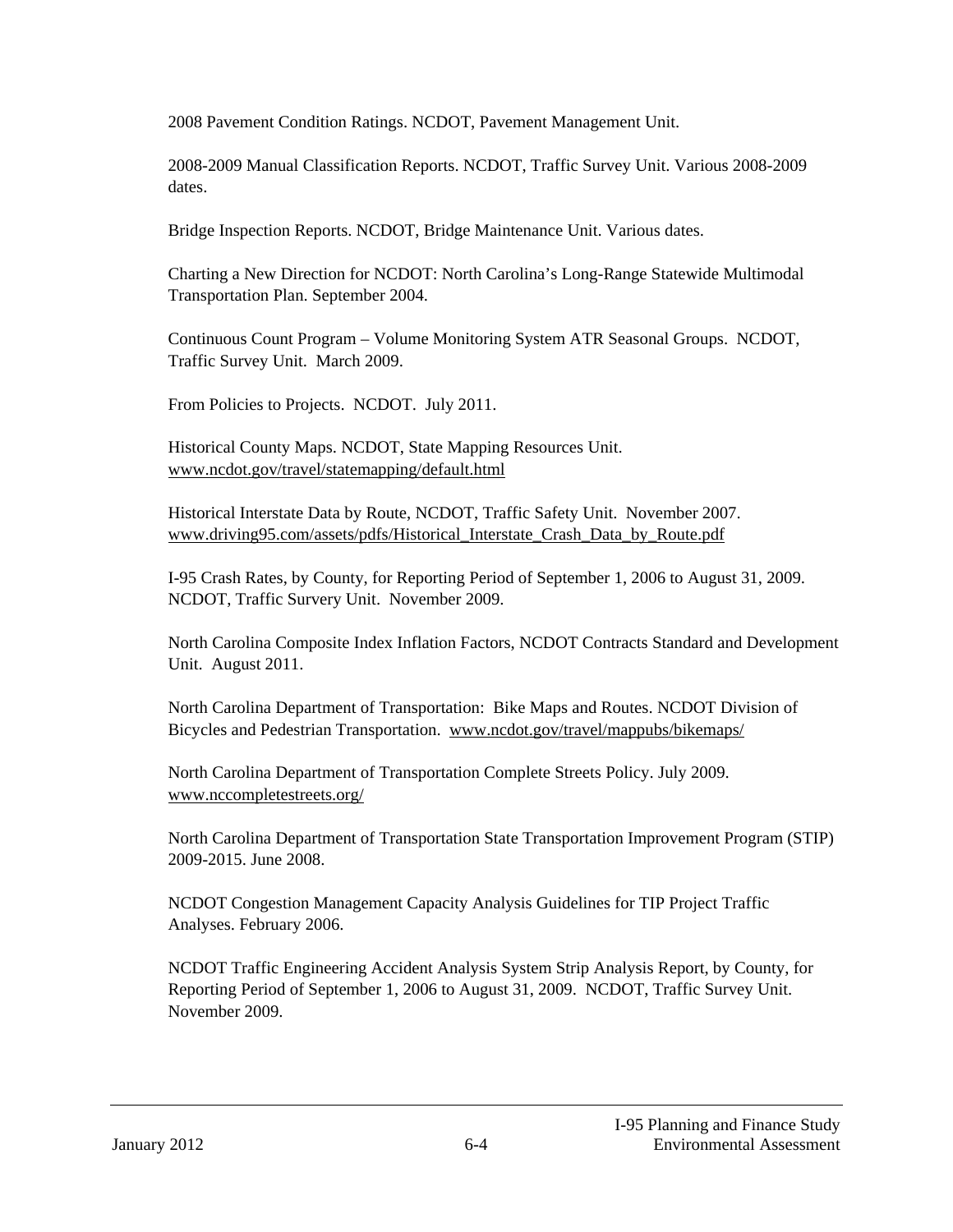2008 Pavement Condition Ratings. NCDOT, Pavement Management Unit.

2008-2009 Manual Classification Reports. NCDOT, Traffic Survey Unit. Various 2008-2009 dates.

Bridge Inspection Reports. NCDOT, Bridge Maintenance Unit. Various dates.

Charting a New Direction for NCDOT: North Carolina's Long-Range Statewide Multimodal Transportation Plan. September 2004.

Continuous Count Program – Volume Monitoring System ATR Seasonal Groups. NCDOT, Traffic Survey Unit. March 2009.

From Policies to Projects. NCDOT. July 2011.

Historical County Maps. NCDOT, State Mapping Resources Unit. www.ncdot.gov/travel/statemapping/default.html

Historical Interstate Data by Route, NCDOT, Traffic Safety Unit. November 2007. www.driving95.com/assets/pdfs/Historical_Interstate_Crash_Data_by_Route.pdf

I-95 Crash Rates, by County, for Reporting Period of September 1, 2006 to August 31, 2009. NCDOT, Traffic Survery Unit. November 2009.

North Carolina Composite Index Inflation Factors, NCDOT Contracts Standard and Development Unit. August 2011.

North Carolina Department of Transportation: Bike Maps and Routes. NCDOT Division of Bicycles and Pedestrian Transportation. www.ncdot.gov/travel/mappubs/bikemaps/

North Carolina Department of Transportation Complete Streets Policy. July 2009. www.nccompletestreets.org/

North Carolina Department of Transportation State Transportation Improvement Program (STIP) 2009-2015. June 2008.

NCDOT Congestion Management Capacity Analysis Guidelines for TIP Project Traffic Analyses. February 2006.

NCDOT Traffic Engineering Accident Analysis System Strip Analysis Report, by County, for Reporting Period of September 1, 2006 to August 31, 2009. NCDOT, Traffic Survey Unit. November 2009.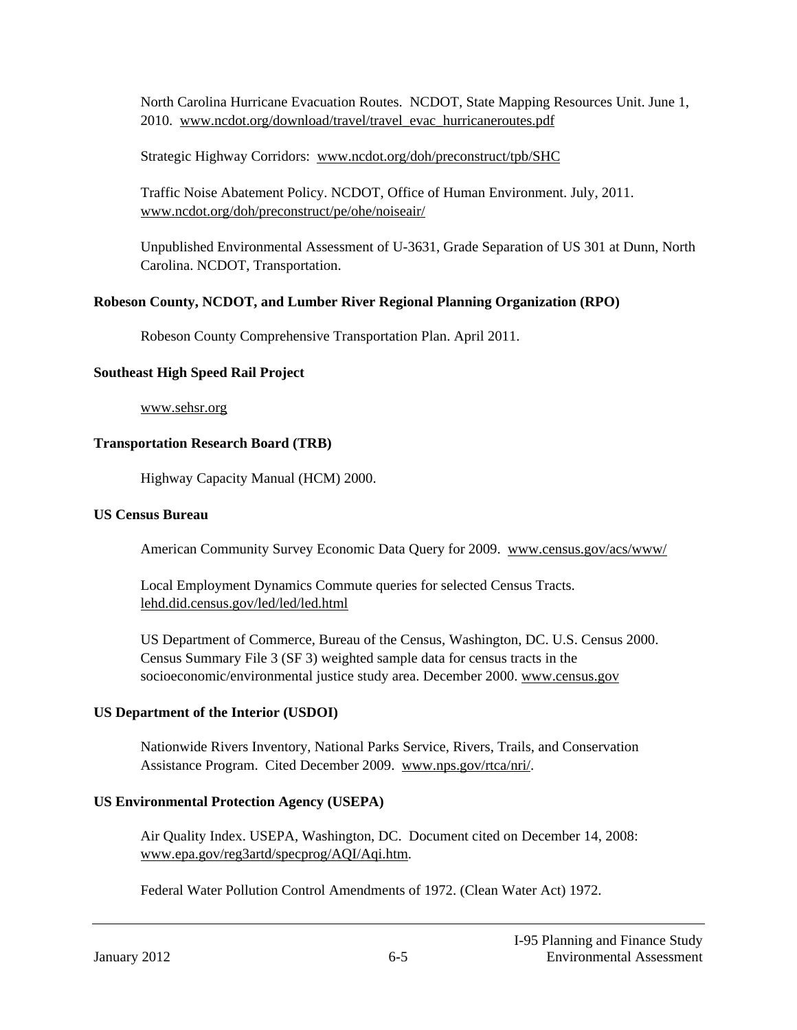North Carolina Hurricane Evacuation Routes. NCDOT, State Mapping Resources Unit. June 1, 2010. www.ncdot.org/download/travel/travel_evac_hurricaneroutes.pdf

Strategic Highway Corridors: www.ncdot.org/doh/preconstruct/tpb/SHC

Traffic Noise Abatement Policy. NCDOT, Office of Human Environment. July, 2011. www.ncdot.org/doh/preconstruct/pe/ohe/noiseair/

Unpublished Environmental Assessment of U-3631, Grade Separation of US 301 at Dunn, North Carolina. NCDOT, Transportation.

**Robeson County, NCDOT, and Lumber River Regional Planning Organization (RPO)**

Robeson County Comprehensive Transportation Plan. April 2011.

**Southeast High Speed Rail Project**

www.sehsr.org

**Transportation Research Board (TRB)**

Highway Capacity Manual (HCM) 2000.

**US Census Bureau**

American Community Survey Economic Data Query for 2009. www.census.gov/acs/www/

Local Employment Dynamics Commute queries for selected Census Tracts. lehd.did.census.gov/led/led/led.html

US Department of Commerce, Bureau of the Census, Washington, DC. U.S. Census 2000. Census Summary File 3 (SF 3) weighted sample data for census tracts in the socioeconomic/environmental justice study area. December 2000. www.census.gov

**US Department of the Interior (USDOI)**

Nationwide Rivers Inventory, National Parks Service, Rivers, Trails, and Conservation Assistance Program. Cited December 2009. www.nps.gov/rtca/nri/.

**US Environmental Protection Agency (USEPA)**

Air Quality Index. USEPA, Washington, DC. Document cited on December 14, 2008: www.epa.gov/reg3artd/specprog/AQI/Aqi.htm.

Federal Water Pollution Control Amendments of 1972. (Clean Water Act) 1972.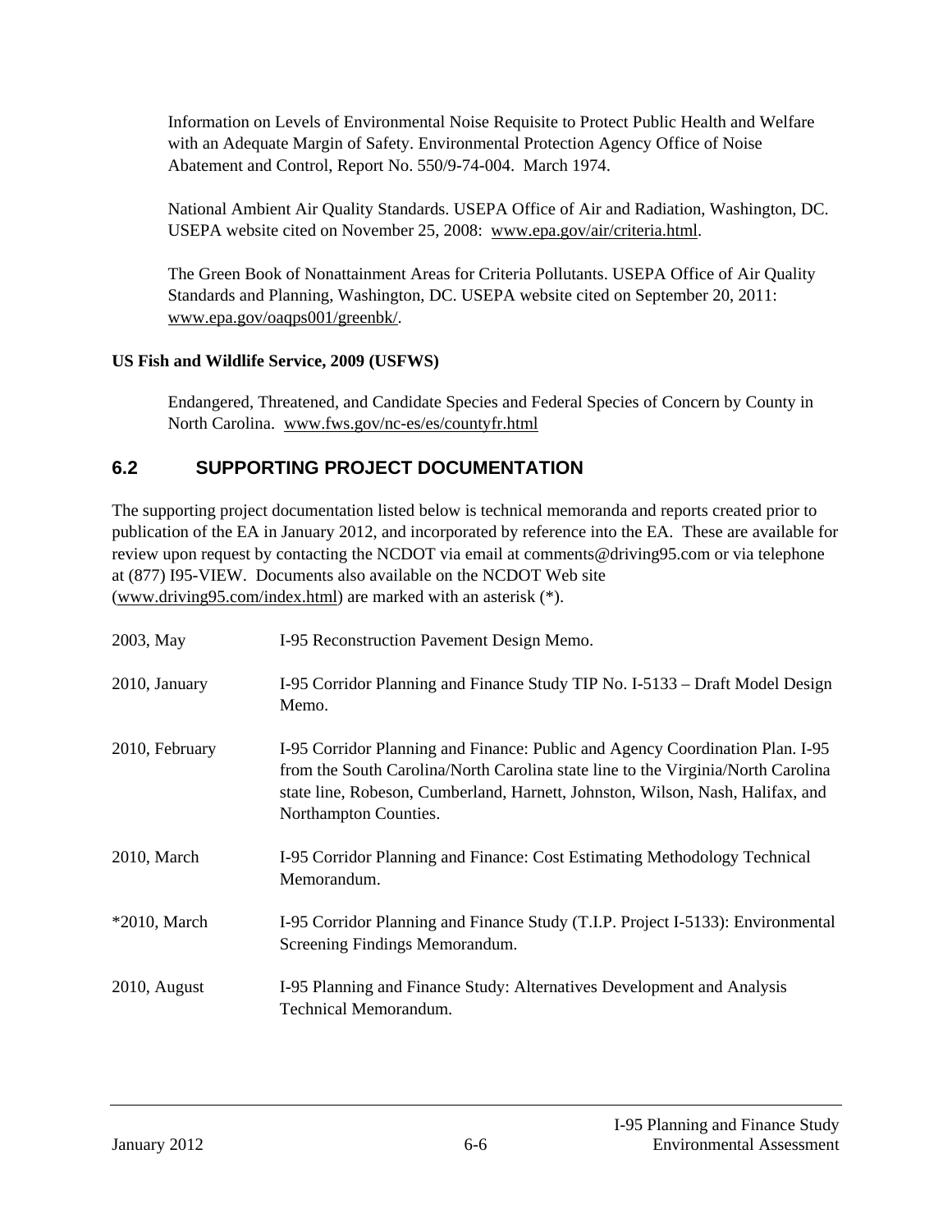Information on Levels of Environmental Noise Requisite to Protect Public Health and Welfare with an Adequate Margin of Safety. Environmental Protection Agency Office of Noise Abatement and Control, Report No. 550/9-74-004. March 1974.

National Ambient Air Quality Standards. USEPA Office of Air and Radiation, Washington, DC. USEPA website cited on November 25, 2008: www.epa.gov/air/criteria.html.

The Green Book of Nonattainment Areas for Criteria Pollutants. USEPA Office of Air Quality Standards and Planning, Washington, DC. USEPA website cited on September 20, 2011: www.epa.gov/oaqps001/greenbk/.

**US Fish and Wildlife Service, 2009 (USFWS)**

Endangered, Threatened, and Candidate Species and Federal Species of Concern by County in North Carolina. www.fws.gov/nc-es/es/countyfr.html

## 6.2 SUPPORTING PROJECT DOCUMENTATION

The supporting project documentation listed below is technical memoranda and reports created prior to publication of the EA in January 2012, and incorporated by reference into the EA. These are available for review upon request by contacting the NCDOT via email at comments@driving95.com or via telephone at (877) I95-VIEW. Documents also available on the NCDOT Web site (www.driving95.com/index.html) are marked with an asterisk (*).

| | |
|---|---|
| 2003, May | I-95 Reconstruction Pavement Design Memo. |
| 2010, January | I-95 Corridor Planning and Finance Study TIP No. I-5133 – Draft Model Design Memo. |
| 2010, February | I-95 Corridor Planning and Finance: Public and Agency Coordination Plan. I-95 from the South Carolina/North Carolina state line to the Virginia/North Carolina state line, Robeson, Cumberland, Harnett, Johnston, Wilson, Nash, Halifax, and Northampton Counties. |
| 2010, March | I-95 Corridor Planning and Finance: Cost Estimating Methodology Technical Memorandum. |
| *2010, March | I-95 Corridor Planning and Finance Study (T.I.P. Project I-5133): Environmental Screening Findings Memorandum. |
| 2010, August | I-95 Planning and Finance Study: Alternatives Development and Analysis Technical Memorandum. |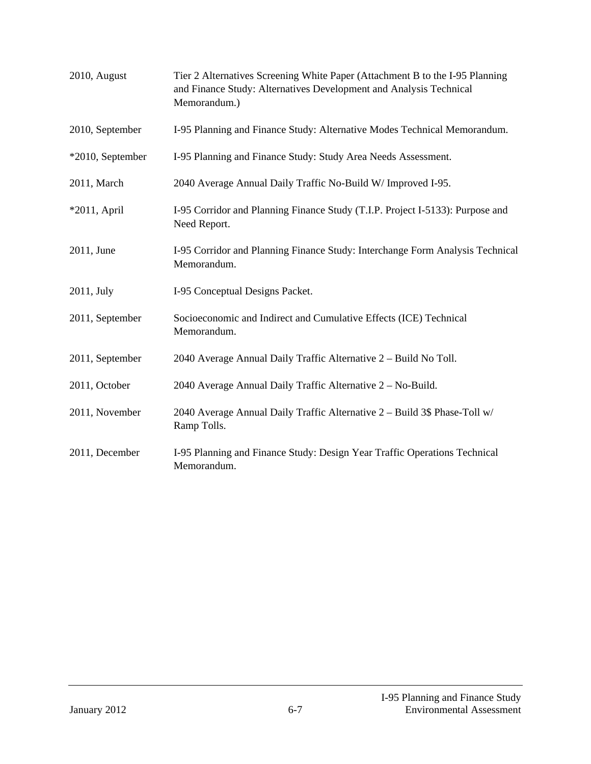| | |
|---|---|
| 2010, August | Tier 2 Alternatives Screening White Paper (Attachment B to the I-95 Planning and Finance Study: Alternatives Development and Analysis Technical Memorandum.) |
| 2010, September | I-95 Planning and Finance Study: Alternative Modes Technical Memorandum. |
| *2010, September | I-95 Planning and Finance Study: Study Area Needs Assessment. |
| 2011, March | 2040 Average Annual Daily Traffic No-Build W/ Improved I-95. |
| *2011, April | I-95 Corridor and Planning Finance Study (T.I.P. Project I-5133): Purpose and Need Report. |
| 2011, June | I-95 Corridor and Planning Finance Study: Interchange Form Analysis Technical Memorandum. |
| 2011, July | I-95 Conceptual Designs Packet. |
| 2011, September | Socioeconomic and Indirect and Cumulative Effects (ICE) Technical Memorandum. |
| 2011, September | 2040 Average Annual Daily Traffic Alternative 2 – Build No Toll. |
| 2011, October | 2040 Average Annual Daily Traffic Alternative 2 – No-Build. |
| 2011, November | 2040 Average Annual Daily Traffic Alternative 2 – Build 3$ Phase-Toll w/ Ramp Tolls. |
| 2011, December | I-95 Planning and Finance Study: Design Year Traffic Operations Technical Memorandum. |